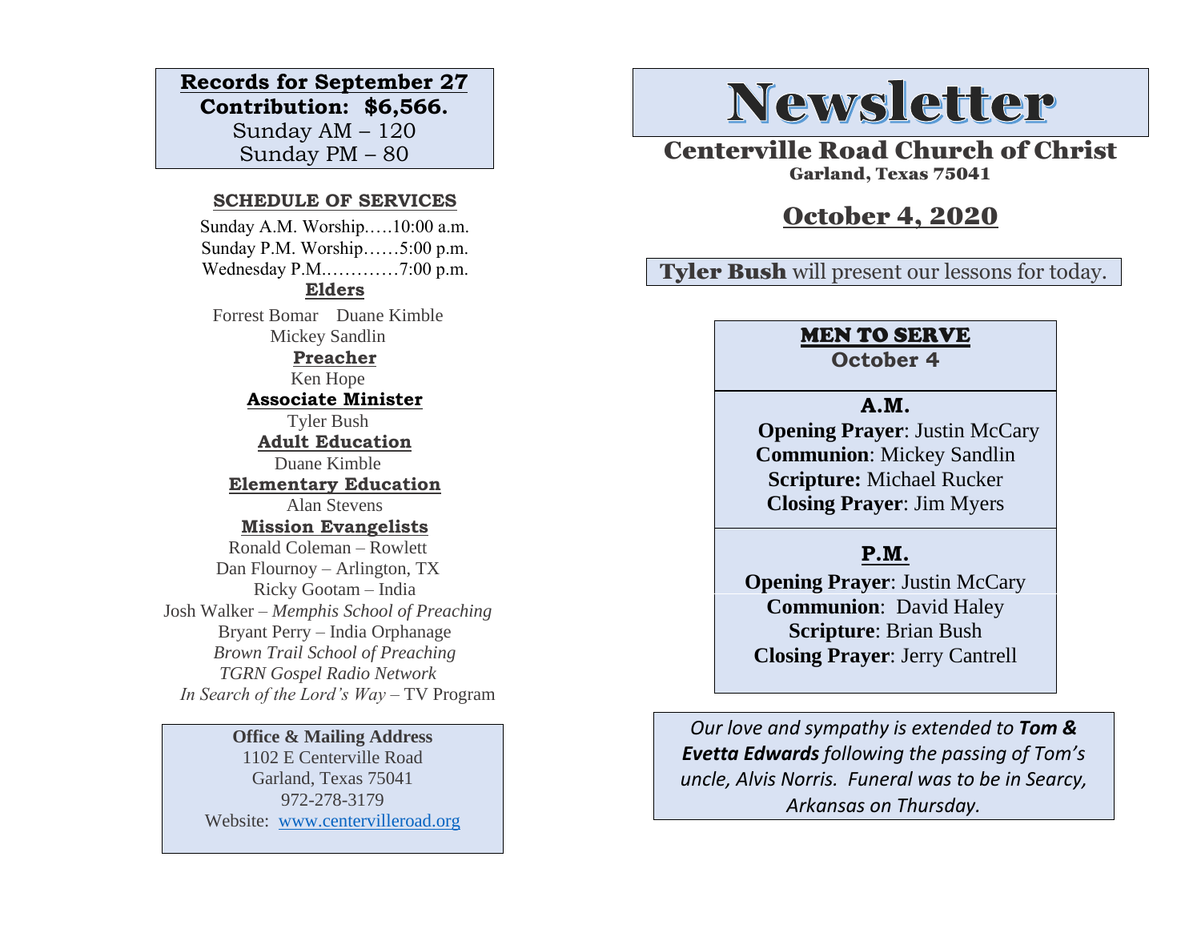**Records for September 27**

**Contribution: $6,566.**

Sunday AM – 120

Sunday PM – 80

**SCHEDULE OF SERVICES**

Sunday A.M. Worship…..10:00 a.m.
Sunday P.M. Worship……5:00 p.m.
Wednesday P.M.…………7:00 p.m.

**Elders**

Forrest Bomar Duane Kimble
Mickey Sandlin

**Preacher**

Ken Hope

**Associate Minister**

Tyler Bush

**Adult Education**

Duane Kimble

**Elementary Education**

Alan Stevens

**Mission Evangelists**

Ronald Coleman – Rowlett
Dan Flournoy – Arlington, TX
Ricky Gootam – India
Josh Walker – *Memphis School of Preaching*
Bryant Perry – India Orphanage
*Brown Trail School of Preaching*
*TGRN Gospel Radio Network*
*In Search of the Lord's Way* – TV Program

**Office & Mailing Address**

1102 E Centerville Road
Garland, Texas 75041
972-278-3179
Website: www.centervilleroad.org

# Newsletter

## Centerville Road Church of Christ

**Garland, Texas 75041**

## October 4, 2020

**Tyler Bush** will present our lessons for today.

**MEN TO SERVE**
**October 4**

**A.M.**

**Opening Prayer**: Justin McCary
**Communion**: Mickey Sandlin
**Scripture:** Michael Rucker
**Closing Prayer**: Jim Myers

**P.M.**

**Opening Prayer**: Justin McCary
**Communion**: David Haley
**Scripture**: Brian Bush
**Closing Prayer**: Jerry Cantrell

*Our love and sympathy is extended to **Tom & Evetta Edwards** following the passing of Tom's uncle, Alvis Norris. Funeral was to be in Searcy, Arkansas on Thursday.*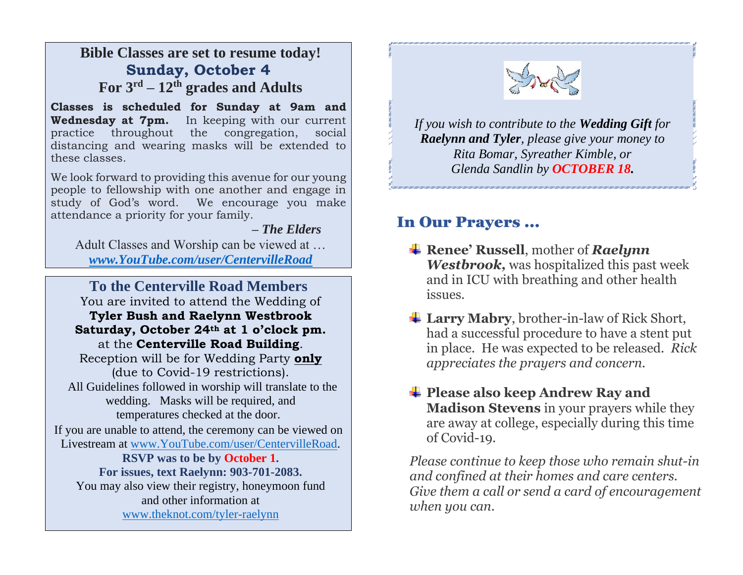## Bible Classes are set to resume today!

## Sunday, October 4

## For 3rd – 12th grades and Adults

**Classes is scheduled for Sunday at 9am and Wednesday at 7pm.** In keeping with our current practice throughout the congregation, social distancing and wearing masks will be extended to these classes.

We look forward to providing this avenue for our young people to fellowship with one another and engage in study of God's word. We encourage you make attendance a priority for your family.

***– The Elders***

Adult Classes and Worship can be viewed at …
***www.YouTube.com/user/CentervilleRoad***

## To the Centerville Road Members

You are invited to attend the Wedding of
**Tyler Bush and Raelynn Westbrook**
**Saturday, October 24th at 1 o'clock pm.**
at the **Centerville Road Building**.
Reception will be for Wedding Party **only**
(due to Covid-19 restrictions).
All Guidelines followed in worship will translate to the wedding. Masks will be required, and temperatures checked at the door.
If you are unable to attend, the ceremony can be viewed on Livestream at www.YouTube.com/user/CentervilleRoad.
**RSVP was to be by October 1.**
**For issues, text Raelynn: 903-701-2083.**
You may also view their registry, honeymoon fund and other information at
www.theknot.com/tyler-raelynn

*If you wish to contribute to the **Wedding Gift** for **Raelynn and Tyler**, please give your money to Rita Bomar, Syreather Kimble, or Glenda Sandlin by **OCTOBER 18.***

## In Our Prayers …

- **Renee' Russell**, mother of ***Raelynn Westbrook,*** was hospitalized this past week and in ICU with breathing and other health issues.
- **Larry Mabry**, brother-in-law of Rick Short, had a successful procedure to have a stent put in place. He was expected to be released. *Rick appreciates the prayers and concern.*
- **Please also keep Andrew Ray and Madison Stevens** in your prayers while they are away at college, especially during this time of Covid-19.

*Please continue to keep those who remain shut-in and confined at their homes and care centers. Give them a call or send a card of encouragement when you can.*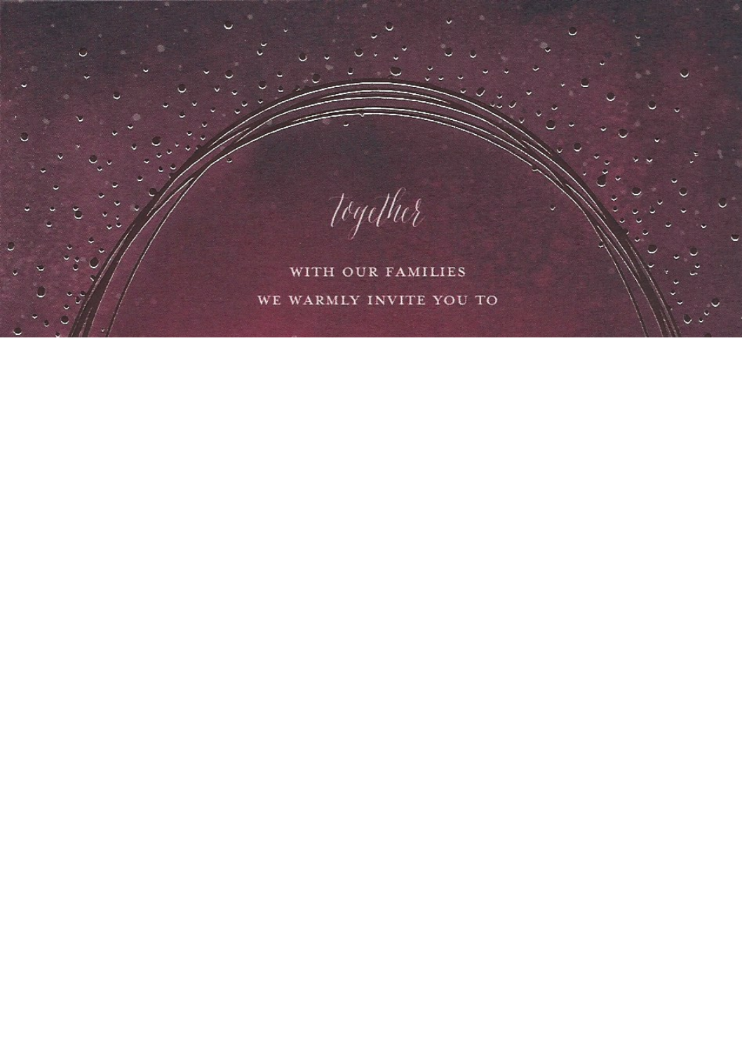*together*

WITH OUR FAMILIES

WE WARMLY INVITE YOU TO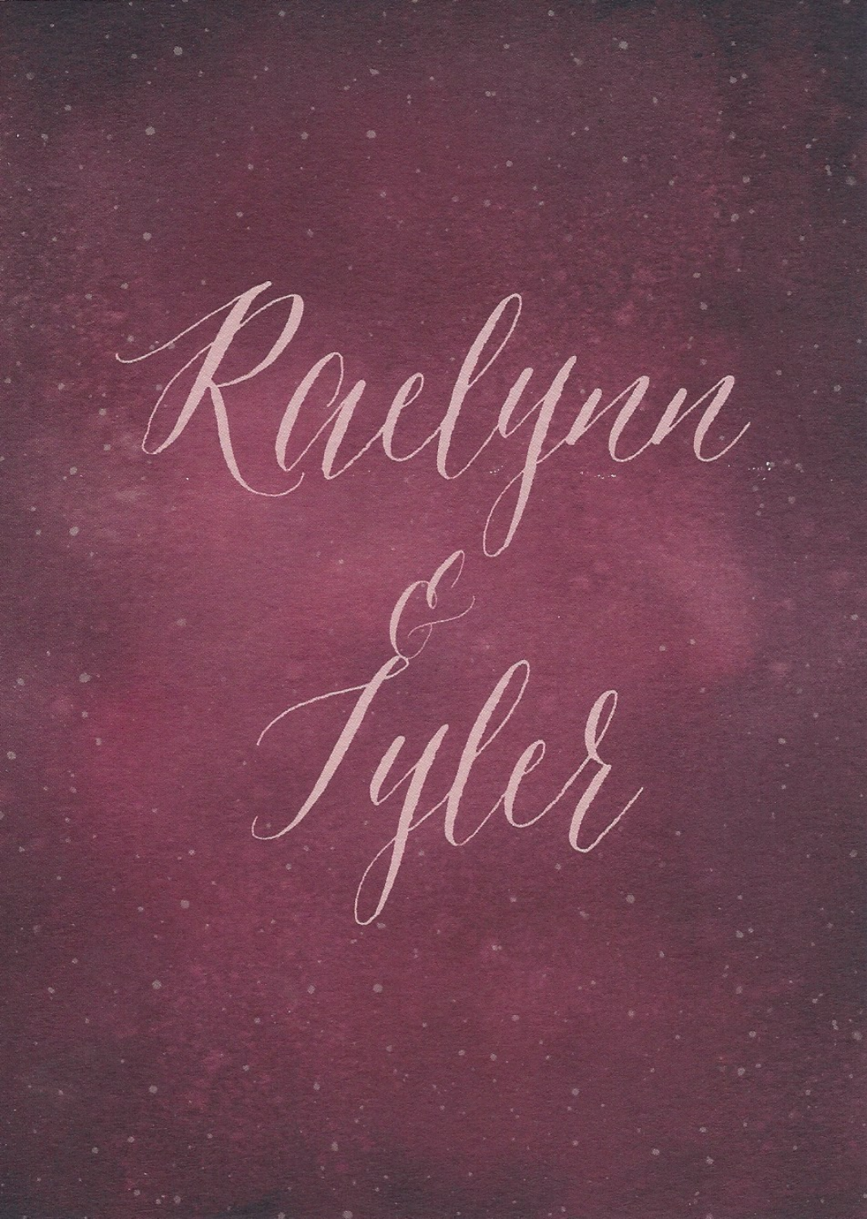Raelynn

&

Tyler